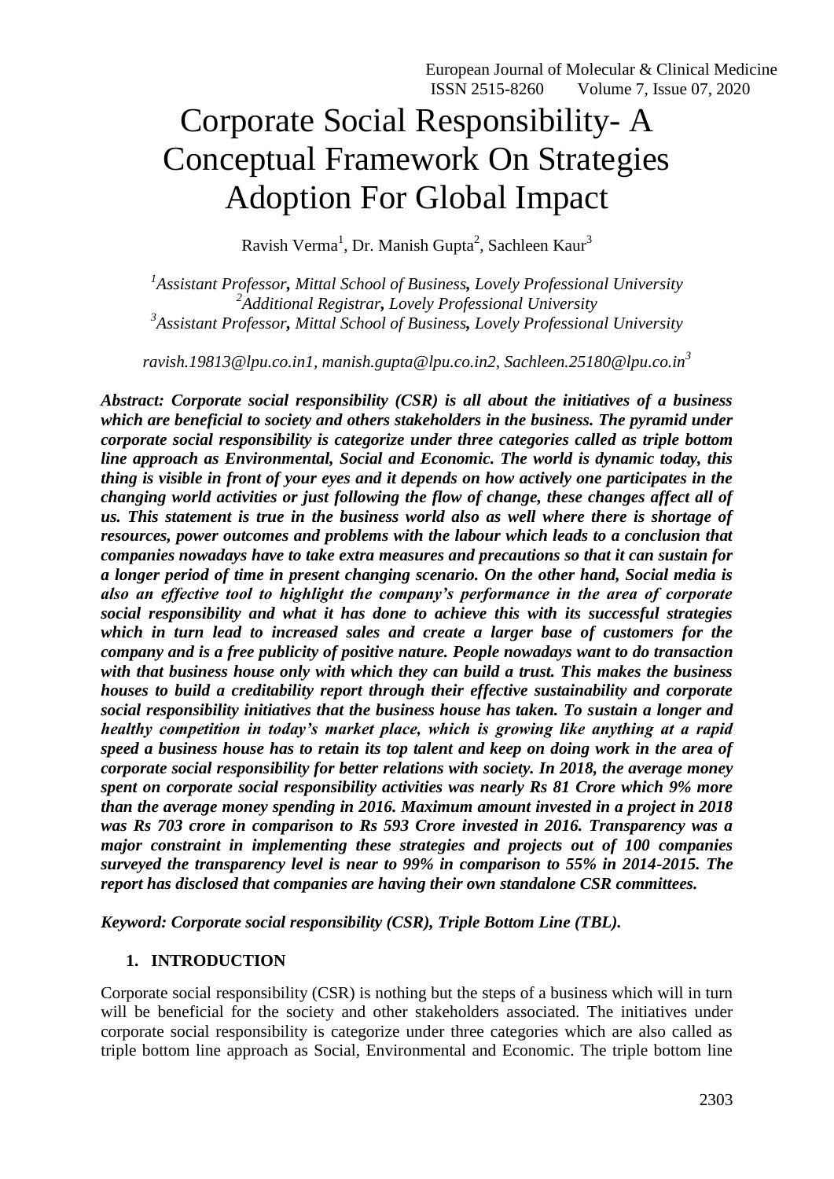# Corporate Social Responsibility- A Conceptual Framework On Strategies Adoption For Global Impact

Ravish Verma[1], Dr. Manish Gupta[2], Sachleen Kaur[3]

[1]*Assistant Professor, Mittal School of Business, Lovely Professional University*
[2]*Additional Registrar, Lovely Professional University*
[3]*Assistant Professor, Mittal School of Business, Lovely Professional University*

*ravish.19813@lpu.co.in1, manish.gupta@lpu.co.in2, Sachleen.25180@lpu.co.in3*

***Abstract: Corporate social responsibility (CSR) is all about the initiatives of a business which are beneficial to society and others stakeholders in the business. The pyramid under corporate social responsibility is categorize under three categories called as triple bottom line approach as Environmental, Social and Economic. The world is dynamic today, this thing is visible in front of your eyes and it depends on how actively one participates in the changing world activities or just following the flow of change, these changes affect all of us. This statement is true in the business world also as well where there is shortage of resources, power outcomes and problems with the labour which leads to a conclusion that companies nowadays have to take extra measures and precautions so that it can sustain for a longer period of time in present changing scenario. On the other hand, Social media is also an effective tool to highlight the company's performance in the area of corporate social responsibility and what it has done to achieve this with its successful strategies which in turn lead to increased sales and create a larger base of customers for the company and is a free publicity of positive nature. People nowadays want to do transaction with that business house only with which they can build a trust. This makes the business houses to build a creditability report through their effective sustainability and corporate social responsibility initiatives that the business house has taken. To sustain a longer and healthy competition in today's market place, which is growing like anything at a rapid speed a business house has to retain its top talent and keep on doing work in the area of corporate social responsibility for better relations with society. In 2018, the average money spent on corporate social responsibility activities was nearly Rs 81 Crore which 9% more than the average money spending in 2016. Maximum amount invested in a project in 2018 was Rs 703 crore in comparison to Rs 593 Crore invested in 2016. Transparency was a major constraint in implementing these strategies and projects out of 100 companies surveyed the transparency level is near to 99% in comparison to 55% in 2014-2015. The report has disclosed that companies are having their own standalone CSR committees.***

***Keyword: Corporate social responsibility (CSR), Triple Bottom Line (TBL).***

## 1. INTRODUCTION

Corporate social responsibility (CSR) is nothing but the steps of a business which will in turn will be beneficial for the society and other stakeholders associated. The initiatives under corporate social responsibility is categorize under three categories which are also called as triple bottom line approach as Social, Environmental and Economic. The triple bottom line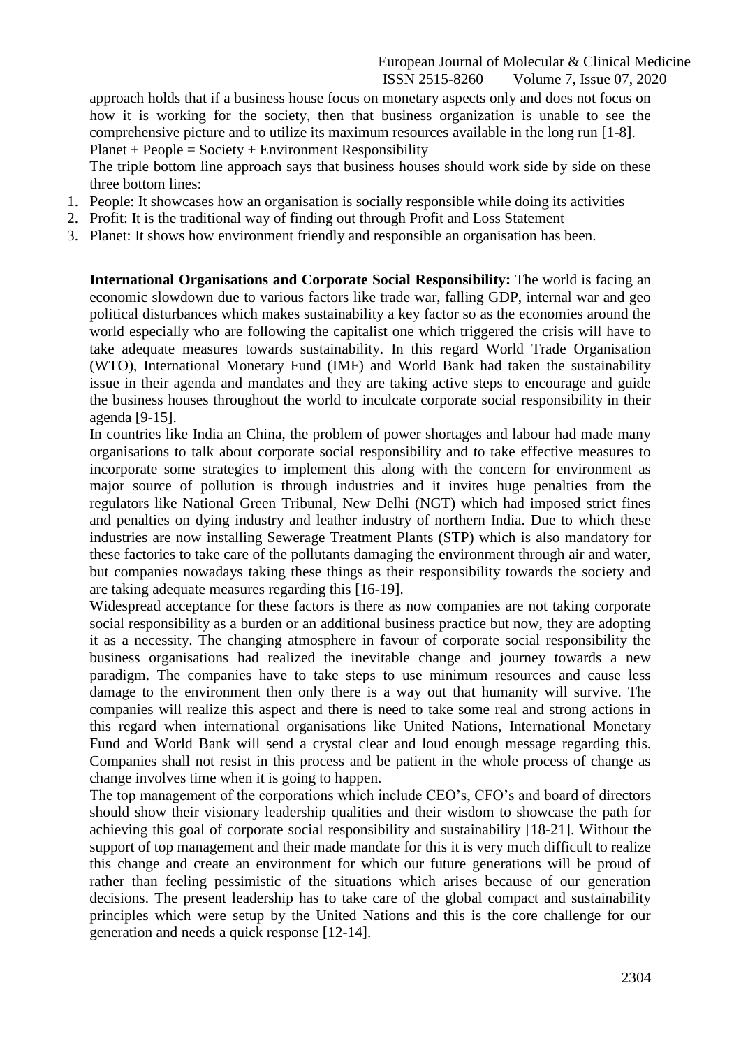approach holds that if a business house focus on monetary aspects only and does not focus on how it is working for the society, then that business organization is unable to see the comprehensive picture and to utilize its maximum resources available in the long run [1-8].

Planet + People = Society + Environment Responsibility

The triple bottom line approach says that business houses should work side by side on these three bottom lines:

1. People: It showcases how an organisation is socially responsible while doing its activities
2. Profit: It is the traditional way of finding out through Profit and Loss Statement
3. Planet: It shows how environment friendly and responsible an organisation has been.

**International Organisations and Corporate Social Responsibility:** The world is facing an economic slowdown due to various factors like trade war, falling GDP, internal war and geo political disturbances which makes sustainability a key factor so as the economies around the world especially who are following the capitalist one which triggered the crisis will have to take adequate measures towards sustainability. In this regard World Trade Organisation (WTO), International Monetary Fund (IMF) and World Bank had taken the sustainability issue in their agenda and mandates and they are taking active steps to encourage and guide the business houses throughout the world to inculcate corporate social responsibility in their agenda [9-15].

In countries like India an China, the problem of power shortages and labour had made many organisations to talk about corporate social responsibility and to take effective measures to incorporate some strategies to implement this along with the concern for environment as major source of pollution is through industries and it invites huge penalties from the regulators like National Green Tribunal, New Delhi (NGT) which had imposed strict fines and penalties on dying industry and leather industry of northern India. Due to which these industries are now installing Sewerage Treatment Plants (STP) which is also mandatory for these factories to take care of the pollutants damaging the environment through air and water, but companies nowadays taking these things as their responsibility towards the society and are taking adequate measures regarding this [16-19].

Widespread acceptance for these factors is there as now companies are not taking corporate social responsibility as a burden or an additional business practice but now, they are adopting it as a necessity. The changing atmosphere in favour of corporate social responsibility the business organisations had realized the inevitable change and journey towards a new paradigm. The companies have to take steps to use minimum resources and cause less damage to the environment then only there is a way out that humanity will survive. The companies will realize this aspect and there is need to take some real and strong actions in this regard when international organisations like United Nations, International Monetary Fund and World Bank will send a crystal clear and loud enough message regarding this. Companies shall not resist in this process and be patient in the whole process of change as change involves time when it is going to happen.

The top management of the corporations which include CEO's, CFO's and board of directors should show their visionary leadership qualities and their wisdom to showcase the path for achieving this goal of corporate social responsibility and sustainability [18-21]. Without the support of top management and their made mandate for this it is very much difficult to realize this change and create an environment for which our future generations will be proud of rather than feeling pessimistic of the situations which arises because of our generation decisions. The present leadership has to take care of the global compact and sustainability principles which were setup by the United Nations and this is the core challenge for our generation and needs a quick response [12-14].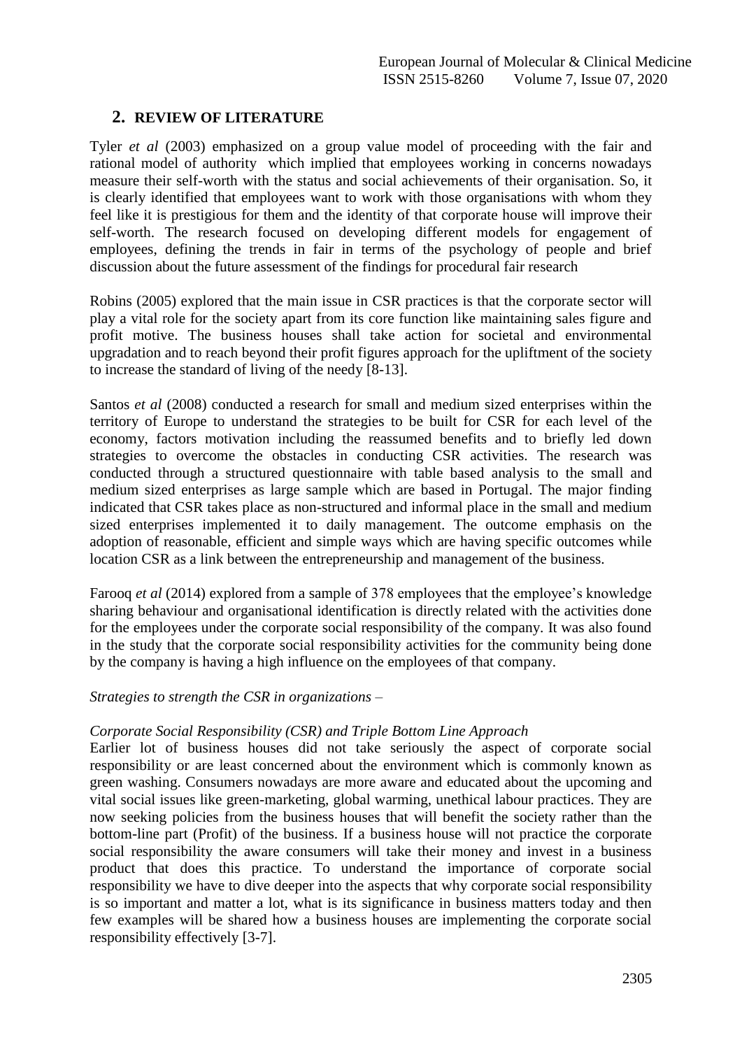## 2. REVIEW OF LITERATURE

Tyler *et al* (2003) emphasized on a group value model of proceeding with the fair and rational model of authority which implied that employees working in concerns nowadays measure their self-worth with the status and social achievements of their organisation. So, it is clearly identified that employees want to work with those organisations with whom they feel like it is prestigious for them and the identity of that corporate house will improve their self-worth. The research focused on developing different models for engagement of employees, defining the trends in fair in terms of the psychology of people and brief discussion about the future assessment of the findings for procedural fair research

Robins (2005) explored that the main issue in CSR practices is that the corporate sector will play a vital role for the society apart from its core function like maintaining sales figure and profit motive. The business houses shall take action for societal and environmental upgradation and to reach beyond their profit figures approach for the upliftment of the society to increase the standard of living of the needy [8-13].

Santos *et al* (2008) conducted a research for small and medium sized enterprises within the territory of Europe to understand the strategies to be built for CSR for each level of the economy, factors motivation including the reassumed benefits and to briefly led down strategies to overcome the obstacles in conducting CSR activities. The research was conducted through a structured questionnaire with table based analysis to the small and medium sized enterprises as large sample which are based in Portugal. The major finding indicated that CSR takes place as non-structured and informal place in the small and medium sized enterprises implemented it to daily management. The outcome emphasis on the adoption of reasonable, efficient and simple ways which are having specific outcomes while location CSR as a link between the entrepreneurship and management of the business.

Farooq *et al* (2014) explored from a sample of 378 employees that the employee's knowledge sharing behaviour and organisational identification is directly related with the activities done for the employees under the corporate social responsibility of the company. It was also found in the study that the corporate social responsibility activities for the community being done by the company is having a high influence on the employees of that company.

*Strategies to strength the CSR in organizations* –

*Corporate Social Responsibility (CSR) and Triple Bottom Line Approach*

Earlier lot of business houses did not take seriously the aspect of corporate social responsibility or are least concerned about the environment which is commonly known as green washing. Consumers nowadays are more aware and educated about the upcoming and vital social issues like green-marketing, global warming, unethical labour practices. They are now seeking policies from the business houses that will benefit the society rather than the bottom-line part (Profit) of the business. If a business house will not practice the corporate social responsibility the aware consumers will take their money and invest in a business product that does this practice. To understand the importance of corporate social responsibility we have to dive deeper into the aspects that why corporate social responsibility is so important and matter a lot, what is its significance in business matters today and then few examples will be shared how a business houses are implementing the corporate social responsibility effectively [3-7].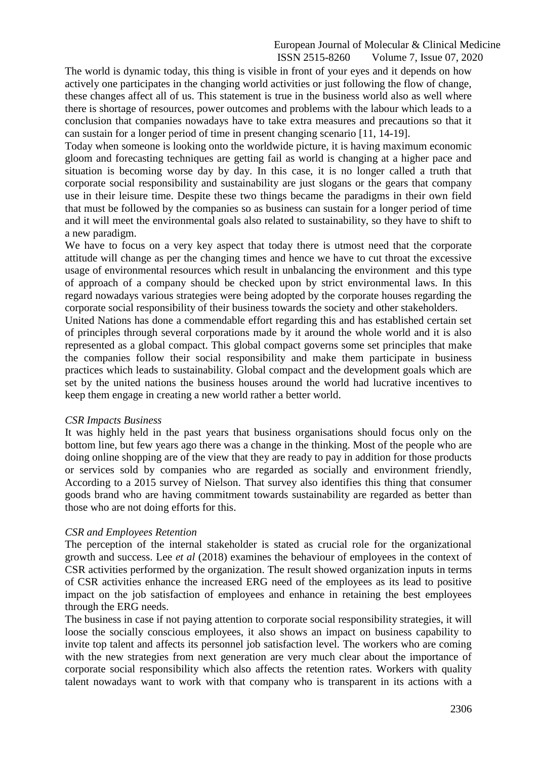The world is dynamic today, this thing is visible in front of your eyes and it depends on how actively one participates in the changing world activities or just following the flow of change, these changes affect all of us. This statement is true in the business world also as well where there is shortage of resources, power outcomes and problems with the labour which leads to a conclusion that companies nowadays have to take extra measures and precautions so that it can sustain for a longer period of time in present changing scenario [11, 14-19].

Today when someone is looking onto the worldwide picture, it is having maximum economic gloom and forecasting techniques are getting fail as world is changing at a higher pace and situation is becoming worse day by day. In this case, it is no longer called a truth that corporate social responsibility and sustainability are just slogans or the gears that company use in their leisure time. Despite these two things became the paradigms in their own field that must be followed by the companies so as business can sustain for a longer period of time and it will meet the environmental goals also related to sustainability, so they have to shift to a new paradigm.

We have to focus on a very key aspect that today there is utmost need that the corporate attitude will change as per the changing times and hence we have to cut throat the excessive usage of environmental resources which result in unbalancing the environment and this type of approach of a company should be checked upon by strict environmental laws. In this regard nowadays various strategies were being adopted by the corporate houses regarding the corporate social responsibility of their business towards the society and other stakeholders.

United Nations has done a commendable effort regarding this and has established certain set of principles through several corporations made by it around the whole world and it is also represented as a global compact. This global compact governs some set principles that make the companies follow their social responsibility and make them participate in business practices which leads to sustainability. Global compact and the development goals which are set by the united nations the business houses around the world had lucrative incentives to keep them engage in creating a new world rather a better world.

*CSR Impacts Business*

It was highly held in the past years that business organisations should focus only on the bottom line, but few years ago there was a change in the thinking. Most of the people who are doing online shopping are of the view that they are ready to pay in addition for those products or services sold by companies who are regarded as socially and environment friendly, According to a 2015 survey of Nielson. That survey also identifies this thing that consumer goods brand who are having commitment towards sustainability are regarded as better than those who are not doing efforts for this.

*CSR and Employees Retention*

The perception of the internal stakeholder is stated as crucial role for the organizational growth and success. Lee *et al* (2018) examines the behaviour of employees in the context of CSR activities performed by the organization. The result showed organization inputs in terms of CSR activities enhance the increased ERG need of the employees as its lead to positive impact on the job satisfaction of employees and enhance in retaining the best employees through the ERG needs.

The business in case if not paying attention to corporate social responsibility strategies, it will loose the socially conscious employees, it also shows an impact on business capability to invite top talent and affects its personnel job satisfaction level. The workers who are coming with the new strategies from next generation are very much clear about the importance of corporate social responsibility which also affects the retention rates. Workers with quality talent nowadays want to work with that company who is transparent in its actions with a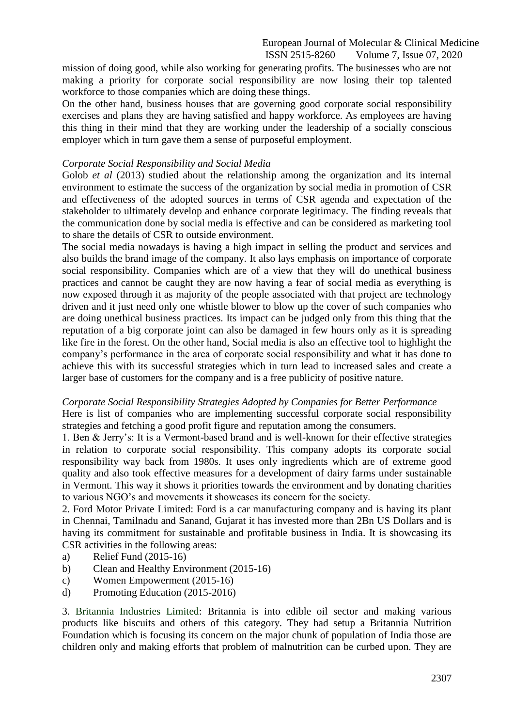mission of doing good, while also working for generating profits. The businesses who are not making a priority for corporate social responsibility are now losing their top talented workforce to those companies which are doing these things.

On the other hand, business houses that are governing good corporate social responsibility exercises and plans they are having satisfied and happy workforce. As employees are having this thing in their mind that they are working under the leadership of a socially conscious employer which in turn gave them a sense of purposeful employment.

*Corporate Social Responsibility and Social Media*

Golob *et al* (2013) studied about the relationship among the organization and its internal environment to estimate the success of the organization by social media in promotion of CSR and effectiveness of the adopted sources in terms of CSR agenda and expectation of the stakeholder to ultimately develop and enhance corporate legitimacy. The finding reveals that the communication done by social media is effective and can be considered as marketing tool to share the details of CSR to outside environment.

The social media nowadays is having a high impact in selling the product and services and also builds the brand image of the company. It also lays emphasis on importance of corporate social responsibility. Companies which are of a view that they will do unethical business practices and cannot be caught they are now having a fear of social media as everything is now exposed through it as majority of the people associated with that project are technology driven and it just need only one whistle blower to blow up the cover of such companies who are doing unethical business practices. Its impact can be judged only from this thing that the reputation of a big corporate joint can also be damaged in few hours only as it is spreading like fire in the forest. On the other hand, Social media is also an effective tool to highlight the company's performance in the area of corporate social responsibility and what it has done to achieve this with its successful strategies which in turn lead to increased sales and create a larger base of customers for the company and is a free publicity of positive nature.

*Corporate Social Responsibility Strategies Adopted by Companies for Better Performance*

Here is list of companies who are implementing successful corporate social responsibility strategies and fetching a good profit figure and reputation among the consumers.

1. Ben & Jerry's: It is a Vermont-based brand and is well-known for their effective strategies in relation to corporate social responsibility. This company adopts its corporate social responsibility way back from 1980s. It uses only ingredients which are of extreme good quality and also took effective measures for a development of dairy farms under sustainable in Vermont. This way it shows it priorities towards the environment and by donating charities to various NGO's and movements it showcases its concern for the society.

2. Ford Motor Private Limited: Ford is a car manufacturing company and is having its plant in Chennai, Tamilnadu and Sanand, Gujarat it has invested more than 2Bn US Dollars and is having its commitment for sustainable and profitable business in India. It is showcasing its CSR activities in the following areas:

a) Relief Fund (2015-16)
b) Clean and Healthy Environment (2015-16)
c) Women Empowerment (2015-16)
d) Promoting Education (2015-2016)

3. Britannia Industries Limited: Britannia is into edible oil sector and making various products like biscuits and others of this category. They had setup a Britannia Nutrition Foundation which is focusing its concern on the major chunk of population of India those are children only and making efforts that problem of malnutrition can be curbed upon. They are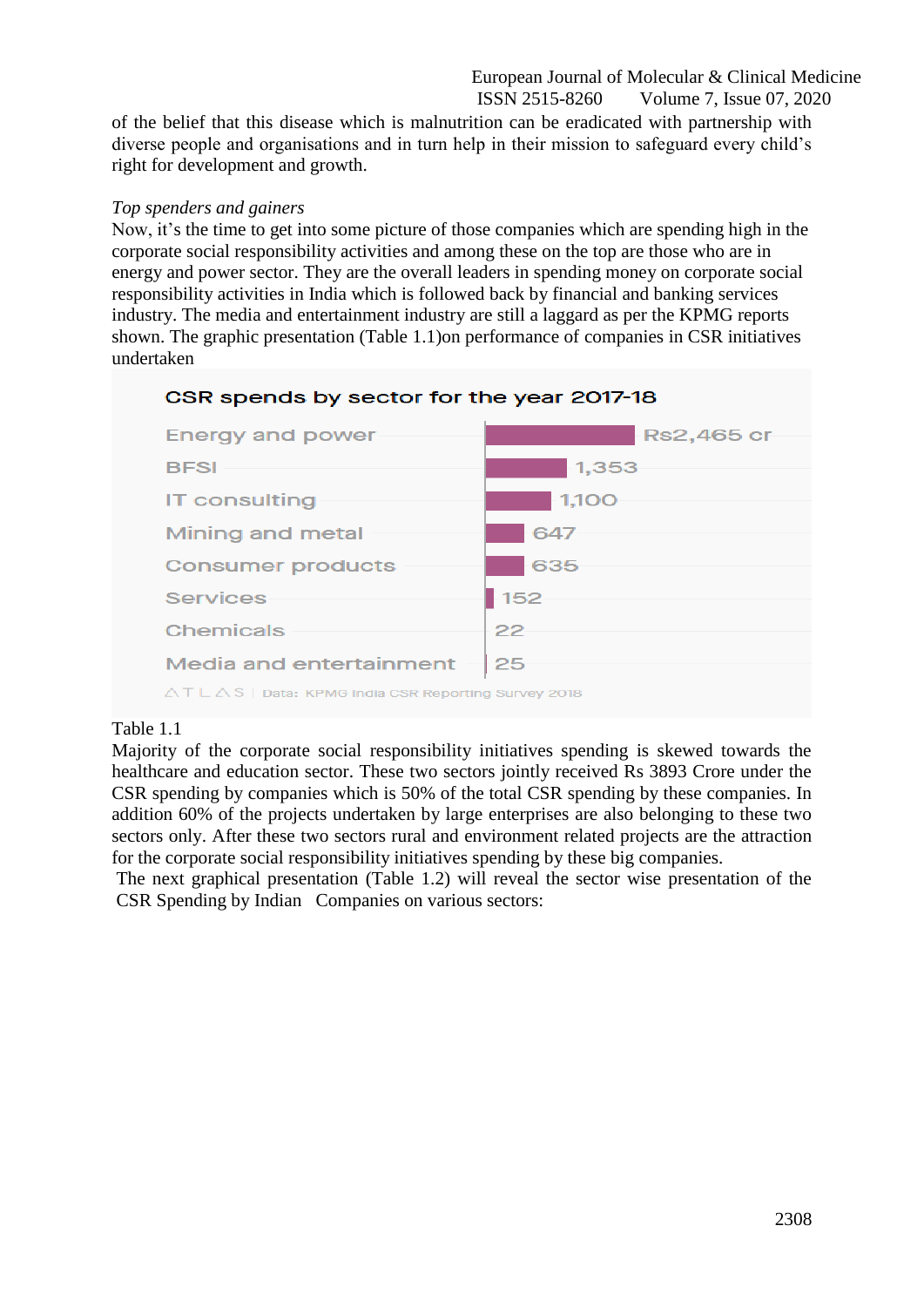of the belief that this disease which is malnutrition can be eradicated with partnership with diverse people and organisations and in turn help in their mission to safeguard every child's right for development and growth.

*Top spenders and gainers*

Now, it's the time to get into some picture of those companies which are spending high in the corporate social responsibility activities and among these on the top are those who are in energy and power sector. They are the overall leaders in spending money on corporate social responsibility activities in India which is followed back by financial and banking services industry. The media and entertainment industry are still a laggard as per the KPMG reports shown. The graphic presentation (Table 1.1)on performance of companies in CSR initiatives undertaken

**CSR spends by sector for the year 2017-18**

| Sector | CSR spend |
|---|---|
| Energy and power | Rs2,465 cr |
| BFSI | 1,353 |
| IT consulting | 1,100 |
| Mining and metal | 647 |
| Consumer products | 635 |
| Services | 152 |
| Chemicals | 22 |
| Media and entertainment | 25 |

ATLAS | Data: KPMG India CSR Reporting Survey 2018

Table 1.1

Majority of the corporate social responsibility initiatives spending is skewed towards the healthcare and education sector. These two sectors jointly received Rs 3893 Crore under the CSR spending by companies which is 50% of the total CSR spending by these companies. In addition 60% of the projects undertaken by large enterprises are also belonging to these two sectors only. After these two sectors rural and environment related projects are the attraction for the corporate social responsibility initiatives spending by these big companies.

The next graphical presentation (Table 1.2) will reveal the sector wise presentation of the CSR Spending by Indian Companies on various sectors: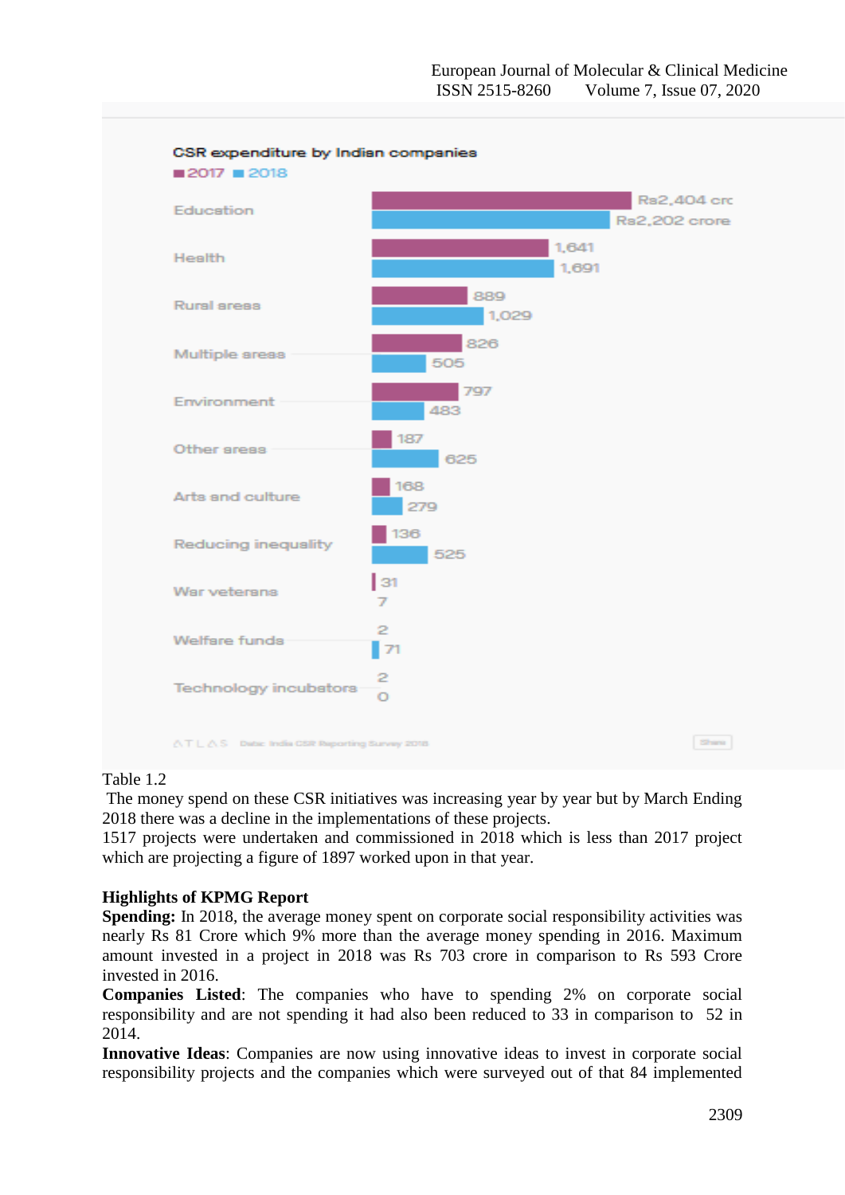**CSR expenditure by Indian companies**

| Area | 2017 | 2018 |
|---|---|---|
| Education | Rs2,404 crore | Rs2,202 crore |
| Health | 1,641 | 1,691 |
| Rural areas | 889 | 1,029 |
| Multiple areas | 826 | 505 |
| Environment | 797 | 483 |
| Other areas | 187 | 625 |
| Arts and culture | 168 | 279 |
| Reducing inequality | 136 | 525 |
| War veterans | 31 | 7 |
| Welfare funds | 2 | 71 |
| Technology incubators | 2 | 0 |

ATLAS Data: India CSR Reporting Survey 2018

Table 1.2

The money spend on these CSR initiatives was increasing year by year but by March Ending 2018 there was a decline in the implementations of these projects.
1517 projects were undertaken and commissioned in 2018 which is less than 2017 project which are projecting a figure of 1897 worked upon in that year.

**Highlights of KPMG Report**

**Spending:** In 2018, the average money spent on corporate social responsibility activities was nearly Rs 81 Crore which 9% more than the average money spending in 2016. Maximum amount invested in a project in 2018 was Rs 703 crore in comparison to Rs 593 Crore invested in 2016.

**Companies Listed**: The companies who have to spending 2% on corporate social responsibility and are not spending it had also been reduced to 33 in comparison to 52 in 2014.

**Innovative Ideas**: Companies are now using innovative ideas to invest in corporate social responsibility projects and the companies which were surveyed out of that 84 implemented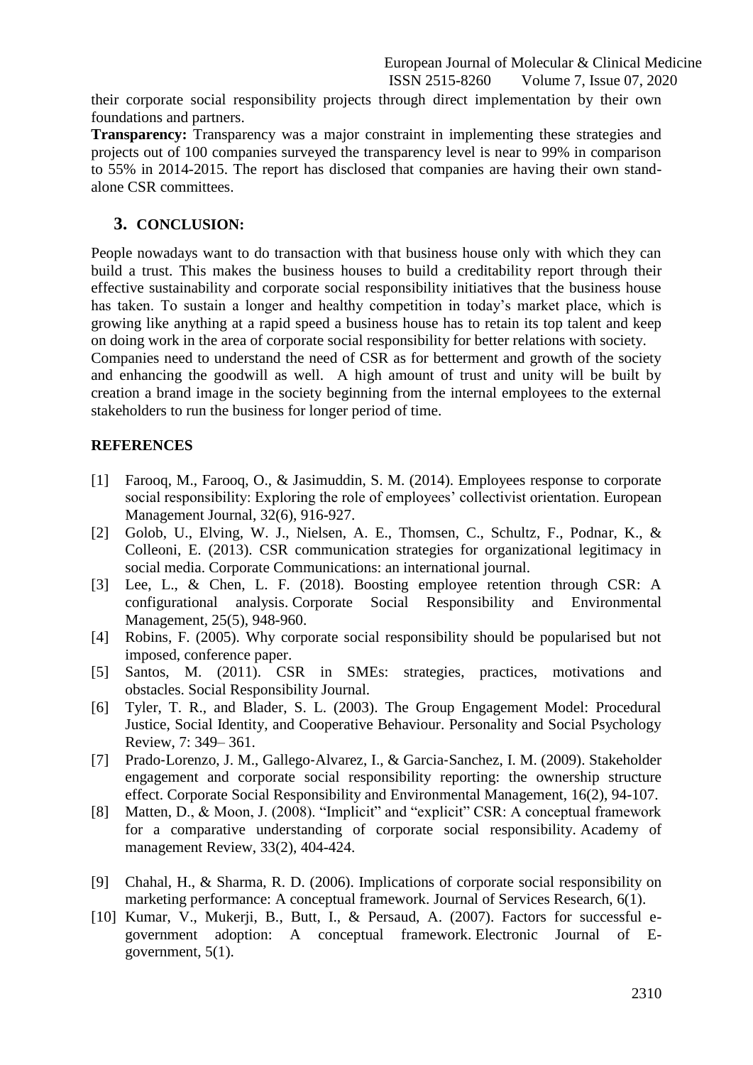their corporate social responsibility projects through direct implementation by their own foundations and partners.

**Transparency:** Transparency was a major constraint in implementing these strategies and projects out of 100 companies surveyed the transparency level is near to 99% in comparison to 55% in 2014-2015. The report has disclosed that companies are having their own stand-alone CSR committees.

## 3. CONCLUSION:

People nowadays want to do transaction with that business house only with which they can build a trust. This makes the business houses to build a creditability report through their effective sustainability and corporate social responsibility initiatives that the business house has taken. To sustain a longer and healthy competition in today's market place, which is growing like anything at a rapid speed a business house has to retain its top talent and keep on doing work in the area of corporate social responsibility for better relations with society.

Companies need to understand the need of CSR as for betterment and growth of the society and enhancing the goodwill as well. A high amount of trust and unity will be built by creation a brand image in the society beginning from the internal employees to the external stakeholders to run the business for longer period of time.

## REFERENCES

[1] Farooq, M., Farooq, O., & Jasimuddin, S. M. (2014). Employees response to corporate social responsibility: Exploring the role of employees' collectivist orientation. European Management Journal, 32(6), 916-927.

[2] Golob, U., Elving, W. J., Nielsen, A. E., Thomsen, C., Schultz, F., Podnar, K., & Colleoni, E. (2013). CSR communication strategies for organizational legitimacy in social media. Corporate Communications: an international journal.

[3] Lee, L., & Chen, L. F. (2018). Boosting employee retention through CSR: A configurational analysis. Corporate Social Responsibility and Environmental Management, 25(5), 948-960.

[4] Robins, F. (2005). Why corporate social responsibility should be popularised but not imposed, conference paper.

[5] Santos, M. (2011). CSR in SMEs: strategies, practices, motivations and obstacles. Social Responsibility Journal.

[6] Tyler, T. R., and Blader, S. L. (2003). The Group Engagement Model: Procedural Justice, Social Identity, and Cooperative Behaviour. Personality and Social Psychology Review, 7: 349– 361.

[7] Prado‐Lorenzo, J. M., Gallego‐Alvarez, I., & Garcia‐Sanchez, I. M. (2009). Stakeholder engagement and corporate social responsibility reporting: the ownership structure effect. Corporate Social Responsibility and Environmental Management, 16(2), 94-107.

[8] Matten, D., & Moon, J. (2008). "Implicit" and "explicit" CSR: A conceptual framework for a comparative understanding of corporate social responsibility. Academy of management Review, 33(2), 404-424.

[9] Chahal, H., & Sharma, R. D. (2006). Implications of corporate social responsibility on marketing performance: A conceptual framework. Journal of Services Research, 6(1).

[10] Kumar, V., Mukerji, B., Butt, I., & Persaud, A. (2007). Factors for successful e-government adoption: A conceptual framework. Electronic Journal of E-government, 5(1).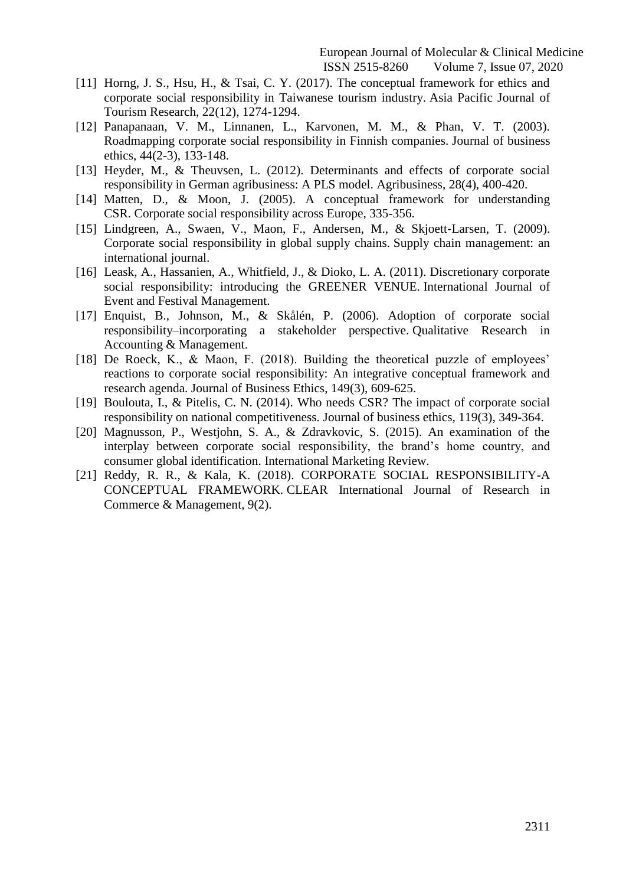[11] Horng, J. S., Hsu, H., & Tsai, C. Y. (2017). The conceptual framework for ethics and corporate social responsibility in Taiwanese tourism industry. Asia Pacific Journal of Tourism Research, 22(12), 1274-1294.

[12] Panapanaan, V. M., Linnanen, L., Karvonen, M. M., & Phan, V. T. (2003). Roadmapping corporate social responsibility in Finnish companies. Journal of business ethics, 44(2-3), 133-148.

[13] Heyder, M., & Theuvsen, L. (2012). Determinants and effects of corporate social responsibility in German agribusiness: A PLS model. Agribusiness, 28(4), 400-420.

[14] Matten, D., & Moon, J. (2005). A conceptual framework for understanding CSR. Corporate social responsibility across Europe, 335-356.

[15] Lindgreen, A., Swaen, V., Maon, F., Andersen, M., & Skjoett‐Larsen, T. (2009). Corporate social responsibility in global supply chains. Supply chain management: an international journal.

[16] Leask, A., Hassanien, A., Whitfield, J., & Dioko, L. A. (2011). Discretionary corporate social responsibility: introducing the GREENER VENUE. International Journal of Event and Festival Management.

[17] Enquist, B., Johnson, M., & Skålén, P. (2006). Adoption of corporate social responsibility–incorporating a stakeholder perspective. Qualitative Research in Accounting & Management.

[18] De Roeck, K., & Maon, F. (2018). Building the theoretical puzzle of employees' reactions to corporate social responsibility: An integrative conceptual framework and research agenda. Journal of Business Ethics, 149(3), 609-625.

[19] Boulouta, I., & Pitelis, C. N. (2014). Who needs CSR? The impact of corporate social responsibility on national competitiveness. Journal of business ethics, 119(3), 349-364.

[20] Magnusson, P., Westjohn, S. A., & Zdravkovic, S. (2015). An examination of the interplay between corporate social responsibility, the brand's home country, and consumer global identification. International Marketing Review.

[21] Reddy, R. R., & Kala, K. (2018). CORPORATE SOCIAL RESPONSIBILITY-A CONCEPTUAL FRAMEWORK. CLEAR International Journal of Research in Commerce & Management, 9(2).